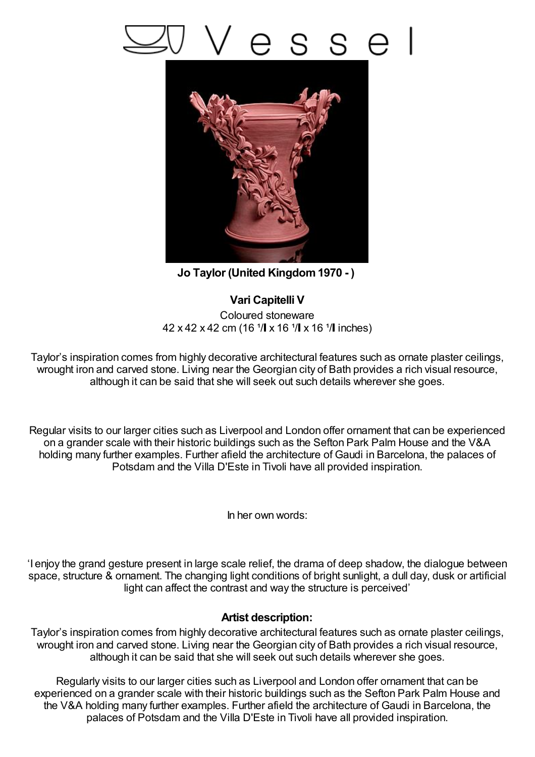# Vessel

**Jo Taylor (United Kingdom 1970 - )**

**Vari Capitelli V**

Coloured stoneware

42 x 42 x 42 cm (16 ¹/ x 16 ¹/ x 16 ¹/ inches)

Taylor's inspiration comes from highly decorative architectural features such as ornate plaster ceilings, wrought iron and carved stone. Living near the Georgian city of Bath provides a rich visual resource, although it can be said that she will seek out such details wherever she goes.

Regular visits to our larger cities such as Liverpool and London offer ornament that can be experienced on a grander scale with their historic buildings such as the Sefton Park Palm House and the V&A holding many further examples. Further afield the architecture of Gaudi in Barcelona, the palaces of Potsdam and the Villa D'Este in Tivoli have all provided inspiration.

In her own words:

'I enjoy the grand gesture present in large scale relief, the drama of deep shadow, the dialogue between space, structure & ornament. The changing light conditions of bright sunlight, a dull day, dusk or artificial light can affect the contrast and way the structure is perceived'

**Artist description:**

Taylor's inspiration comes from highly decorative architectural features such as ornate plaster ceilings, wrought iron and carved stone. Living near the Georgian city of Bath provides a rich visual resource, although it can be said that she will seek out such details wherever she goes.

Regularly visits to our larger cities such as Liverpool and London offer ornament that can be experienced on a grander scale with their historic buildings such as the Sefton Park Palm House and the V&A holding many further examples. Further afield the architecture of Gaudi in Barcelona, the palaces of Potsdam and the Villa D'Este in Tivoli have all provided inspiration.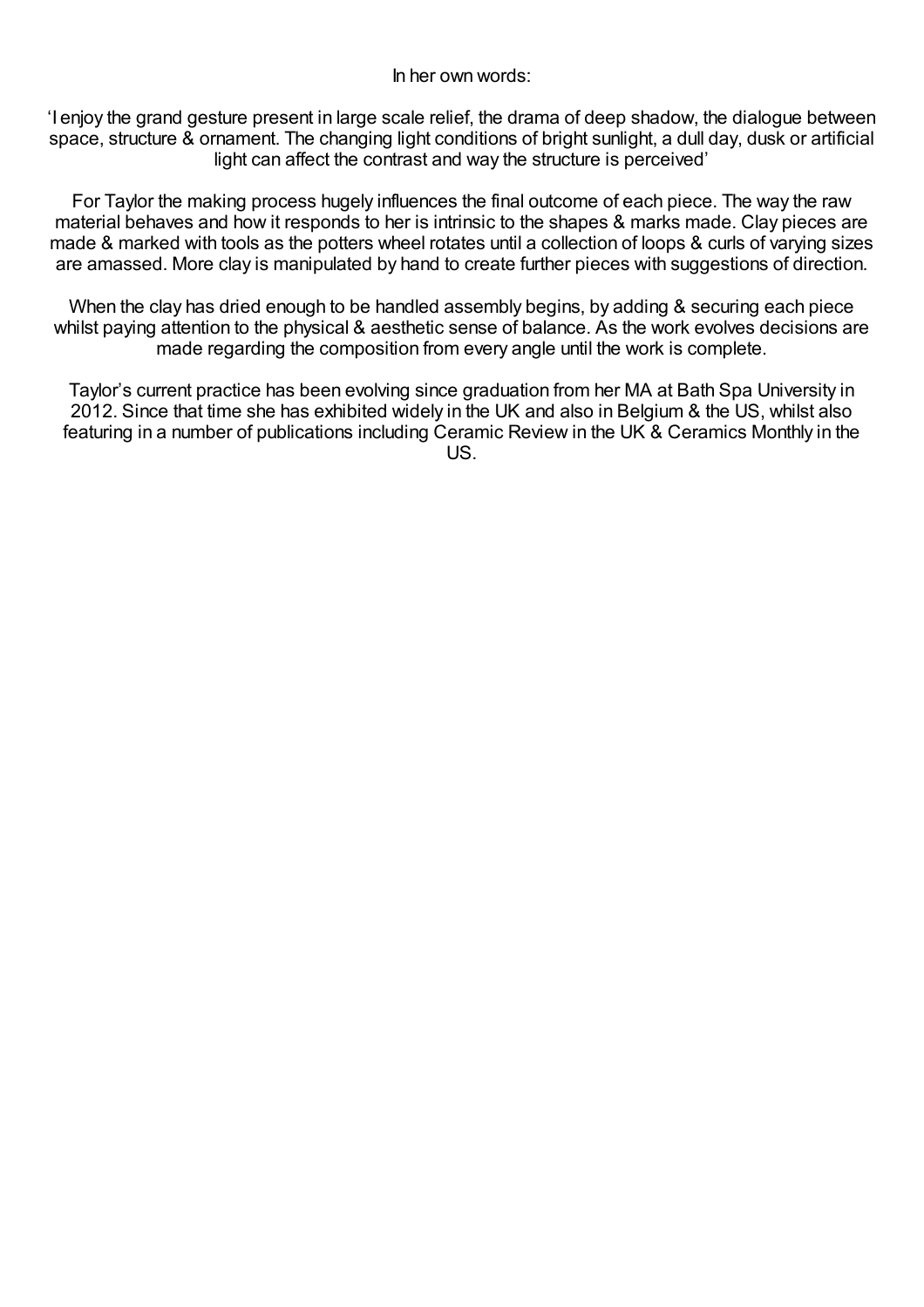In her own words:

'I enjoy the grand gesture present in large scale relief, the drama of deep shadow, the dialogue between space, structure & ornament. The changing light conditions of bright sunlight, a dull day, dusk or artificial light can affect the contrast and way the structure is perceived'

For Taylor the making process hugely influences the final outcome of each piece. The way the raw material behaves and how it responds to her is intrinsic to the shapes & marks made. Clay pieces are made & marked with tools as the potters wheel rotates until a collection of loops & curls of varying sizes are amassed. More clay is manipulated by hand to create further pieces with suggestions of direction.

When the clay has dried enough to be handled assembly begins, by adding & securing each piece whilst paying attention to the physical & aesthetic sense of balance. As the work evolves decisions are made regarding the composition from every angle until the work is complete.

Taylor's current practice has been evolving since graduation from her MA at Bath Spa University in 2012. Since that time she has exhibited widely in the UK and also in Belgium & the US, whilst also featuring in a number of publications including Ceramic Review in the UK & Ceramics Monthly in the US.